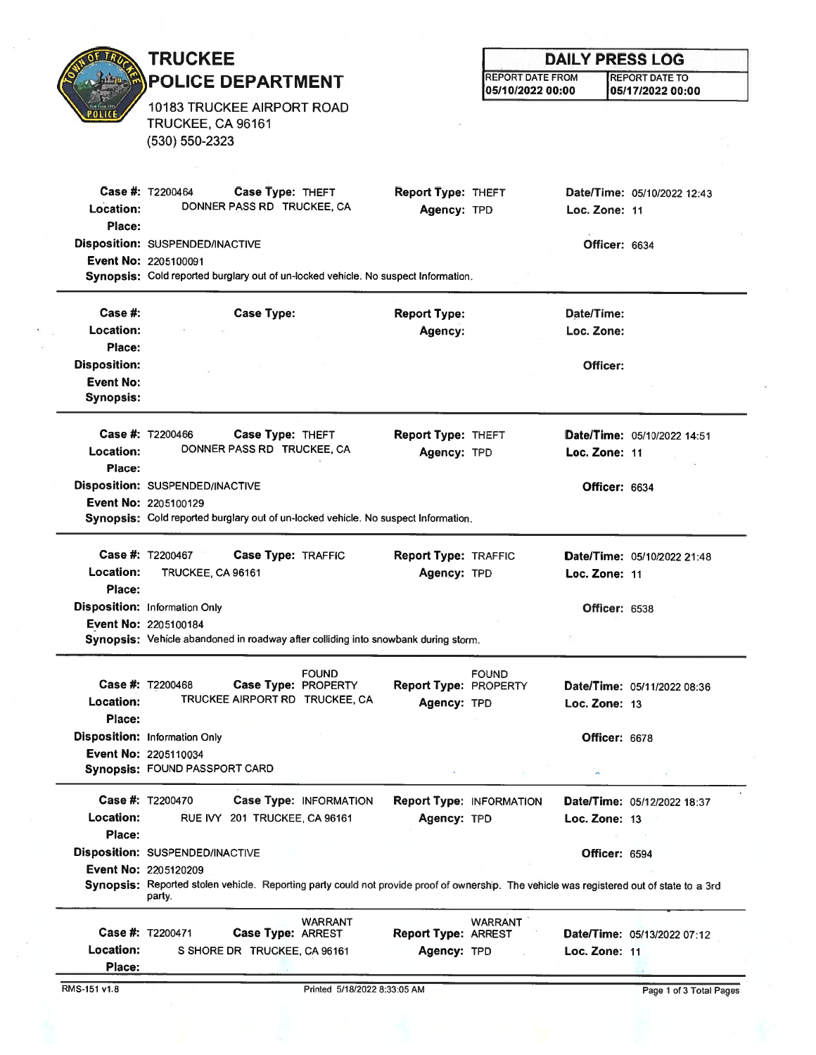# TRUCKEE POLICE DEPARTMENT

10183 TRUCKEE AIRPORT ROAD
TRUCKEE, CA 96161
(530) 550-2323

## DAILY PRESS LOG

| REPORT DATE FROM | REPORT DATE TO |
|---|---|
| 05/10/2022 00:00 | 05/17/2022 00:00 |

---

**Case #:** T2200464 **Case Type:** THEFT **Report Type:** THEFT **Date/Time:** 05/10/2022 12:43
**Location:** DONNER PASS RD TRUCKEE, CA **Agency:** TPD **Loc. Zone:** 11
**Place:**
**Disposition:** SUSPENDED/INACTIVE **Officer:** 6634
**Event No:** 2205100091
**Synopsis:** Cold reported burglary out of un-locked vehicle. No suspect Information.

---

**Case #:** **Case Type:** **Report Type:** **Date/Time:**
**Location:** **Agency:** **Loc. Zone:**
**Place:**
**Disposition:** **Officer:**
**Event No:**
**Synopsis:**

---

**Case #:** T2200466 **Case Type:** THEFT **Report Type:** THEFT **Date/Time:** 05/10/2022 14:51
**Location:** DONNER PASS RD TRUCKEE, CA **Agency:** TPD **Loc. Zone:** 11
**Place:**
**Disposition:** SUSPENDED/INACTIVE **Officer:** 6634
**Event No:** 2205100129
**Synopsis:** Cold reported burglary out of un-locked vehicle. No suspect Information.

---

**Case #:** T2200467 **Case Type:** TRAFFIC **Report Type:** TRAFFIC **Date/Time:** 05/10/2022 21:48
**Location:** TRUCKEE, CA 96161 **Agency:** TPD **Loc. Zone:** 11
**Place:**
**Disposition:** Information Only **Officer:** 6538
**Event No:** 2205100184
**Synopsis:** Vehicle abandoned in roadway after colliding into snowbank during storm.

---

**Case #:** T2200468 **Case Type:** FOUND PROPERTY **Report Type:** FOUND PROPERTY **Date/Time:** 05/11/2022 08:36
**Location:** TRUCKEE AIRPORT RD TRUCKEE, CA **Agency:** TPD **Loc. Zone:** 13
**Place:**
**Disposition:** Information Only **Officer:** 6678
**Event No:** 2205110034
**Synopsis:** FOUND PASSPORT CARD

---

**Case #:** T2200470 **Case Type:** INFORMATION **Report Type:** INFORMATION **Date/Time:** 05/12/2022 18:37
**Location:** RUE IVY 201 TRUCKEE, CA 96161 **Agency:** TPD **Loc. Zone:** 13
**Place:**
**Disposition:** SUSPENDED/INACTIVE **Officer:** 6594
**Event No:** 2205120209
**Synopsis:** Reported stolen vehicle. Reporting party could not provide proof of ownership. The vehicle was registered out of state to a 3rd party.

---

**Case #:** T2200471 **Case Type:** WARRANT ARREST **Report Type:** WARRANT ARREST **Date/Time:** 05/13/2022 07:12
**Location:** S SHORE DR TRUCKEE, CA 96161 **Agency:** TPD **Loc. Zone:** 11
**Place:**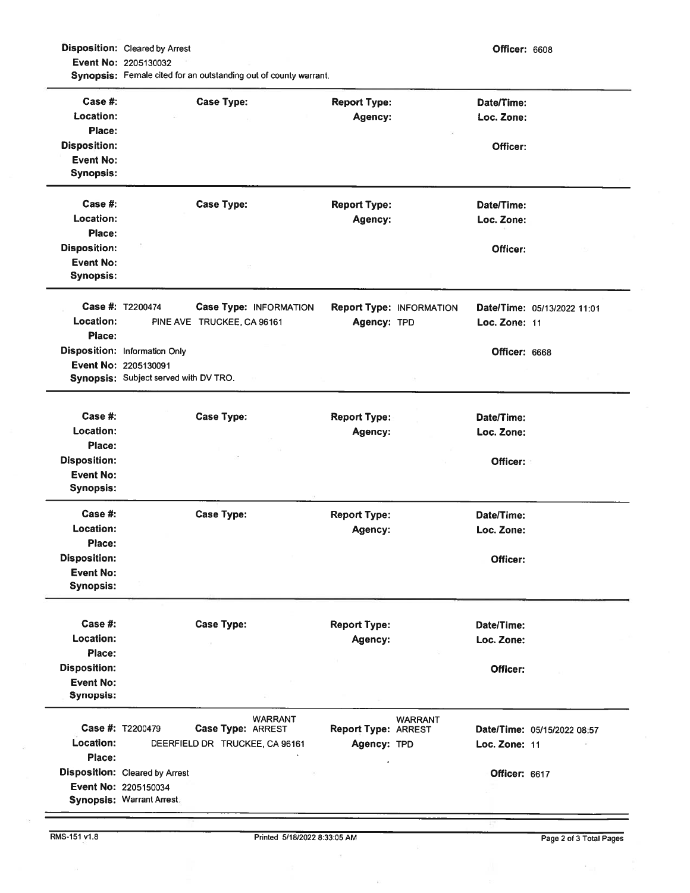**Disposition:** Cleared by Arrest **Officer:** 6608
**Event No:** 2205130032
**Synopsis:** Female cited for an outstanding out of county warrant.

---

**Case #:** **Case Type:** **Report Type:** **Date/Time:**
**Location:** **Agency:** **Loc. Zone:**
**Place:**
**Disposition:** **Officer:**
**Event No:**
**Synopsis:**

---

**Case #:** **Case Type:** **Report Type:** **Date/Time:**
**Location:** **Agency:** **Loc. Zone:**
**Place:**
**Disposition:** **Officer:**
**Event No:**
**Synopsis:**

---

**Case #:** T2200474 **Case Type:** INFORMATION **Report Type:** INFORMATION **Date/Time:** 05/13/2022 11:01
**Location:** PINE AVE TRUCKEE, CA 96161 **Agency:** TPD **Loc. Zone:** 11
**Place:**
**Disposition:** Information Only **Officer:** 6668
**Event No:** 2205130091
**Synopsis:** Subject served with DV TRO.

---

**Case #:** **Case Type:** **Report Type:** **Date/Time:**
**Location:** **Agency:** **Loc. Zone:**
**Place:**
**Disposition:** **Officer:**
**Event No:**
**Synopsis:**

---

**Case #:** **Case Type:** **Report Type:** **Date/Time:**
**Location:** **Agency:** **Loc. Zone:**
**Place:**
**Disposition:** **Officer:**
**Event No:**
**Synopsis:**

---

**Case #:** **Case Type:** **Report Type:** **Date/Time:**
**Location:** **Agency:** **Loc. Zone:**
**Place:**
**Disposition:** **Officer:**
**Event No:**
**Synopsis:**

---

**Case #:** T2200479 **Case Type:** WARRANT ARREST **Report Type:** WARRANT ARREST **Date/Time:** 05/15/2022 08:57
**Location:** DEERFIELD DR TRUCKEE, CA 96161 **Agency:** TPD **Loc. Zone:** 11
**Place:**
**Disposition:** Cleared by Arrest **Officer:** 6617
**Event No:** 2205150034
**Synopsis:** Warrant Arrest.

---

RMS-151 v1.8 Printed 5/18/2022 8:33:05 AM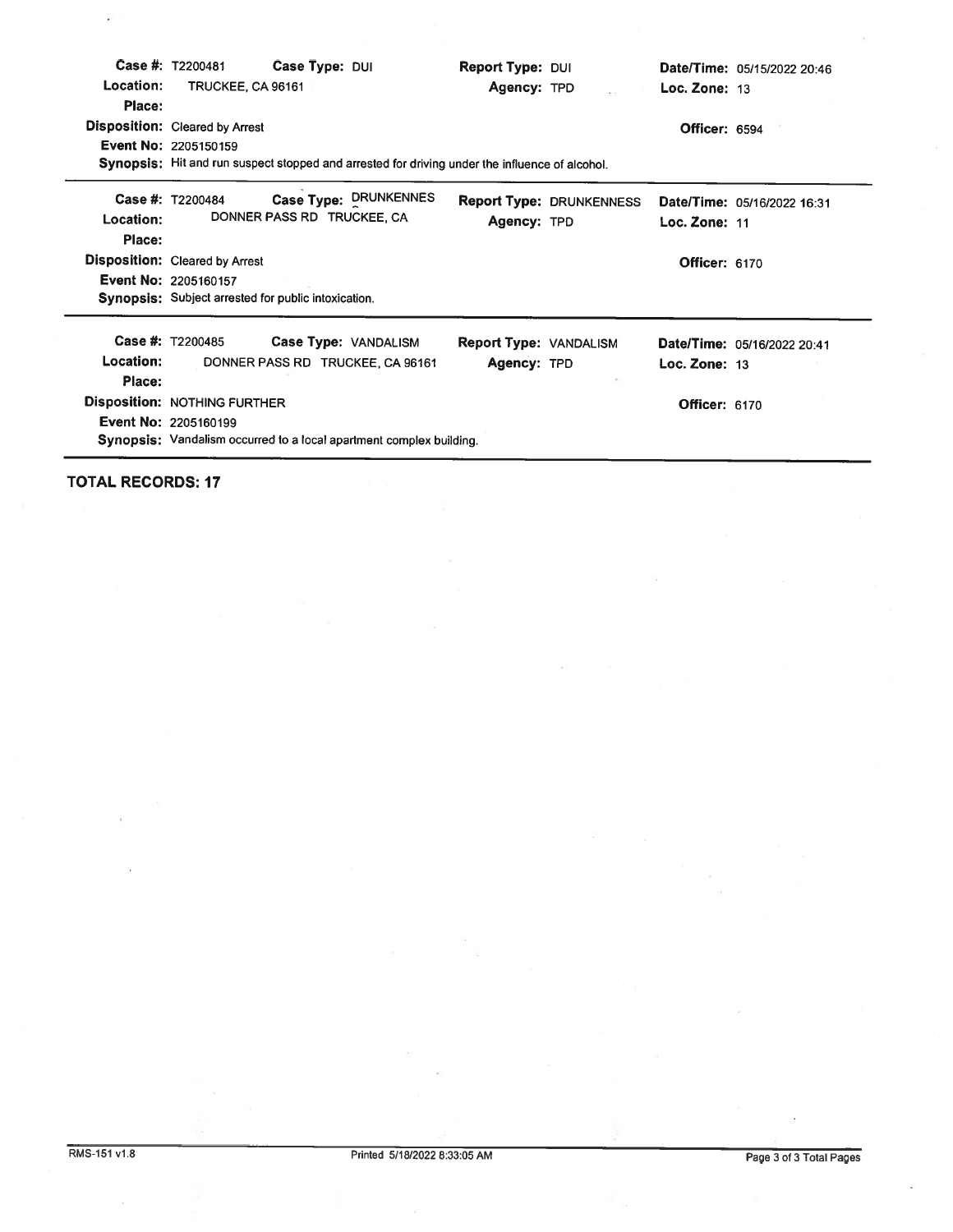**Case #:** T2200481 **Case Type:** DUI **Report Type:** DUI **Date/Time:** 05/15/2022 20:46
**Location:** TRUCKEE, CA 96161 **Agency:** TPD **Loc. Zone:** 13
**Place:**
**Disposition:** Cleared by Arrest **Officer:** 6594
**Event No:** 2205150159
**Synopsis:** Hit and run suspect stopped and arrested for driving under the influence of alcohol.

---

**Case #:** T2200484 **Case Type:** DRUNKENNES **Report Type:** DRUNKENNESS **Date/Time:** 05/16/2022 16:31
**Location:** DONNER PASS RD TRUCKEE, CA **Agency:** TPD **Loc. Zone:** 11
**Place:**
**Disposition:** Cleared by Arrest **Officer:** 6170
**Event No:** 2205160157
**Synopsis:** Subject arrested for public intoxication.

---

**Case #:** T2200485 **Case Type:** VANDALISM **Report Type:** VANDALISM **Date/Time:** 05/16/2022 20:41
**Location:** DONNER PASS RD TRUCKEE, CA 96161 **Agency:** TPD **Loc. Zone:** 13
**Place:**
**Disposition:** NOTHING FURTHER **Officer:** 6170
**Event No:** 2205160199
**Synopsis:** Vandalism occurred to a local apartment complex building.

---

**TOTAL RECORDS: 17**

RMS-151 v1.8 Printed 5/18/2022 8:33:05 AM